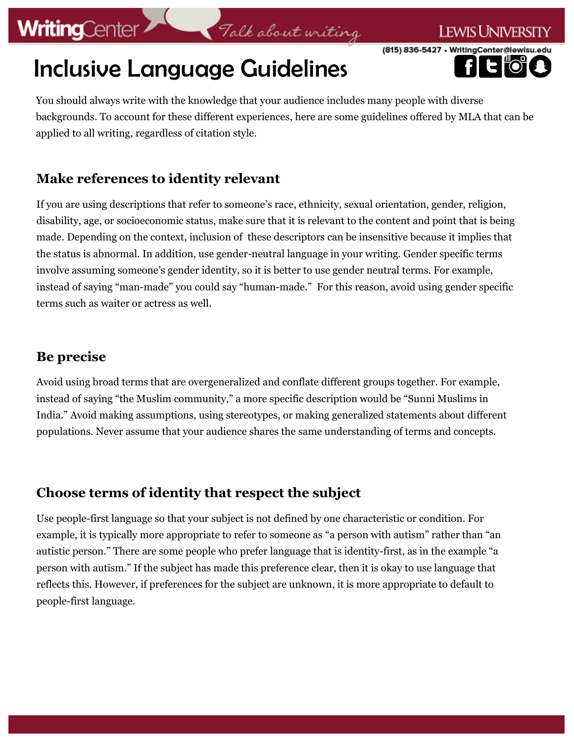# Inclusive Language Guidelines

You should always write with the knowledge that your audience includes many people with diverse backgrounds. To account for these different experiences, here are some guidelines offered by MLA that can be applied to all writing, regardless of citation style.

## Make references to identity relevant

If you are using descriptions that refer to someone's race, ethnicity, sexual orientation, gender, religion, disability, age, or socioeconomic status, make sure that it is relevant to the content and point that is being made. Depending on the context, inclusion of these descriptors can be insensitive because it implies that the status is abnormal. In addition, use gender-neutral language in your writing. Gender specific terms involve assuming someone's gender identity, so it is better to use gender neutral terms. For example, instead of saying "man-made" you could say "human-made." For this reason, avoid using gender specific terms such as waiter or actress as well.

## Be precise

Avoid using broad terms that are overgeneralized and conflate different groups together. For example, instead of saying "the Muslim community," a more specific description would be "Sunni Muslims in India." Avoid making assumptions, using stereotypes, or making generalized statements about different populations. Never assume that your audience shares the same understanding of terms and concepts.

## Choose terms of identity that respect the subject

Use people-first language so that your subject is not defined by one characteristic or condition. For example, it is typically more appropriate to refer to someone as "a person with autism" rather than "an autistic person." There are some people who prefer language that is identity-first, as in the example "a person with autism." If the subject has made this preference clear, then it is okay to use language that reflects this. However, if preferences for the subject are unknown, it is more appropriate to default to people-first language.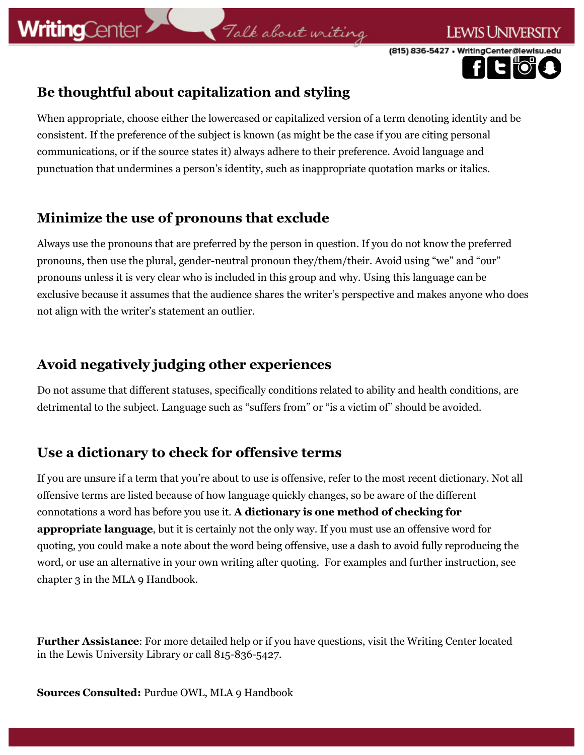## Be thoughtful about capitalization and styling

When appropriate, choose either the lowercased or capitalized version of a term denoting identity and be consistent. If the preference of the subject is known (as might be the case if you are citing personal communications, or if the source states it) always adhere to their preference. Avoid language and punctuation that undermines a person's identity, such as inappropriate quotation marks or italics.

## Minimize the use of pronouns that exclude

Always use the pronouns that are preferred by the person in question. If you do not know the preferred pronouns, then use the plural, gender-neutral pronoun they/them/their. Avoid using "we" and "our" pronouns unless it is very clear who is included in this group and why. Using this language can be exclusive because it assumes that the audience shares the writer's perspective and makes anyone who does not align with the writer's statement an outlier.

## Avoid negatively judging other experiences

Do not assume that different statuses, specifically conditions related to ability and health conditions, are detrimental to the subject. Language such as "suffers from" or "is a victim of" should be avoided.

## Use a dictionary to check for offensive terms

If you are unsure if a term that you're about to use is offensive, refer to the most recent dictionary. Not all offensive terms are listed because of how language quickly changes, so be aware of the different connotations a word has before you use it. **A dictionary is one method of checking for appropriate language**, but it is certainly not the only way. If you must use an offensive word for quoting, you could make a note about the word being offensive, use a dash to avoid fully reproducing the word, or use an alternative in your own writing after quoting. For examples and further instruction, see chapter 3 in the MLA 9 Handbook.

**Further Assistance**: For more detailed help or if you have questions, visit the Writing Center located in the Lewis University Library or call 815-836-5427.

**Sources Consulted:** Purdue OWL, MLA 9 Handbook